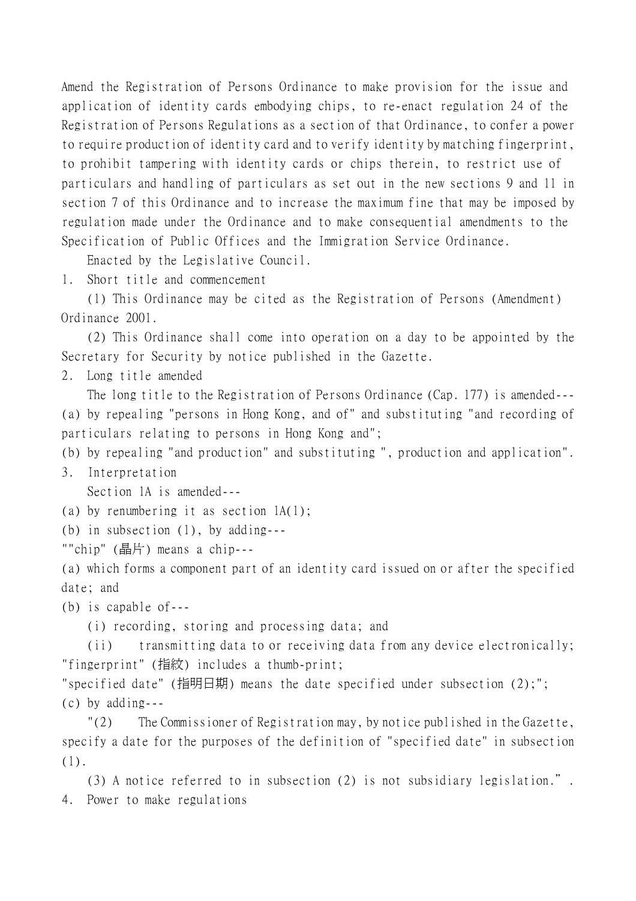Amend the Registration of Persons Ordinance to make provision for the issue and application of identity cards embodying chips, to re-enact regulation 24 of the Registration of Persons Regulations as a section of that Ordinance, to confer a power to require production of identity card and to verify identity by matching fingerprint, to prohibit tampering with identity cards or chips therein, to restrict use of particulars and handling of particulars as set out in the new sections 9 and 11 in section 7 of this Ordinance and to increase the maximum fine that may be imposed by regulation made under the Ordinance and to make consequential amendments to the Specification of Public Offices and the Immigration Service Ordinance.

Enacted by the Legislative Council.

1. Short title and commencement

(1) This Ordinance may be cited as the Registration of Persons (Amendment) Ordinance 2001.

(2) This Ordinance shall come into operation on a day to be appointed by the Secretary for Security by notice published in the Gazette.

2. Long title amended

The long title to the Registration of Persons Ordinance (Cap. 177) is amended---

(a) by repealing "persons in Hong Kong, and of" and substituting "and recording of particulars relating to persons in Hong Kong and";

(b) by repealing "and production" and substituting ", production and application".

3. Interpretation

Section 1A is amended---

(a) by renumbering it as section 1A(1);

(b) in subsection (1), by adding---

""chip" (晶片) means a chip---

(a) which forms a component part of an identity card issued on or after the specified date; and

(b) is capable of---

(i) recording, storing and processing data; and

(ii) transmitting data to or receiving data from any device electronically;

"fingerprint" (指紋) includes a thumb-print;

"specified date" (指明日期) means the date specified under subsection (2);";

(c) by adding---

"(2) The Commissioner of Registration may, by notice published in the Gazette, specify a date for the purposes of the definition of "specified date" in subsection (1).

(3) A notice referred to in subsection (2) is not subsidiary legislation.".

4. Power to make regulations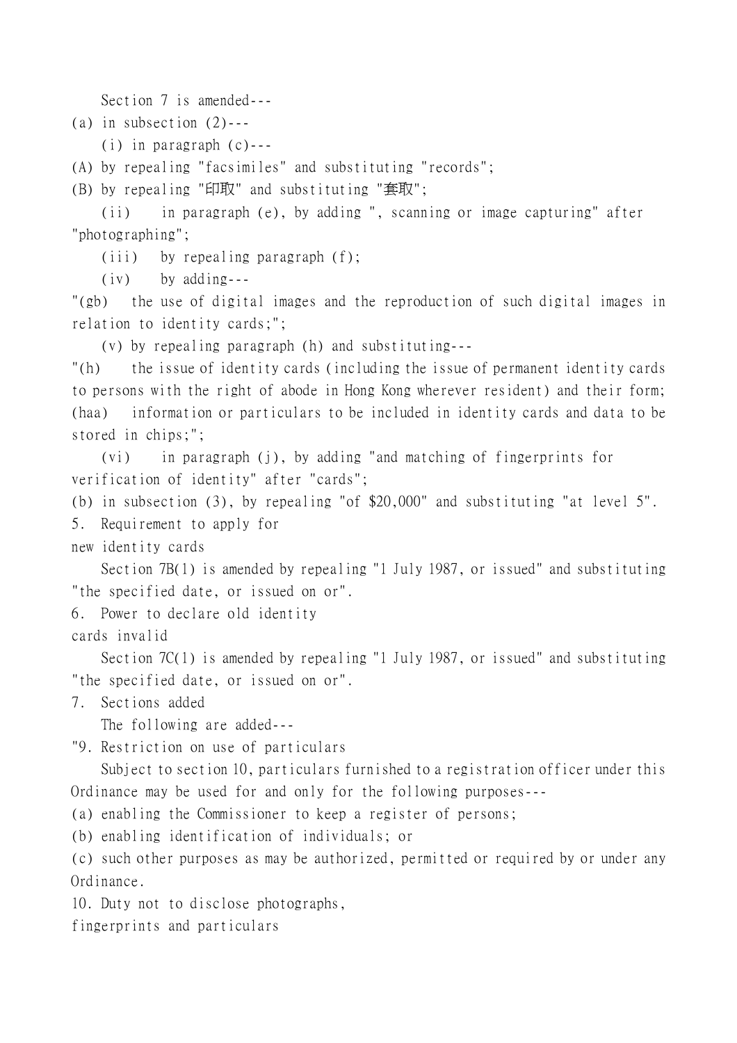Section 7 is amended---

(a) in subsection (2)---

(i) in paragraph (c)---

(A) by repealing "facsimiles" and substituting "records";

(B) by repealing "印取" and substituting "套取";

(ii) in paragraph (e), by adding ", scanning or image capturing" after "photographing";

(iii) by repealing paragraph (f);

(iv) by adding---

"(gb) the use of digital images and the reproduction of such digital images in relation to identity cards;";

(v) by repealing paragraph (h) and substituting---

"(h) the issue of identity cards (including the issue of permanent identity cards to persons with the right of abode in Hong Kong wherever resident) and their form;

(haa) information or particulars to be included in identity cards and data to be stored in chips;";

(vi) in paragraph (j), by adding "and matching of fingerprints for verification of identity" after "cards";

(b) in subsection (3), by repealing "of $20,000" and substituting "at level 5".

5. Requirement to apply for new identity cards

Section 7B(1) is amended by repealing "1 July 1987, or issued" and substituting "the specified date, or issued on or".

6. Power to declare old identity cards invalid

Section 7C(1) is amended by repealing "1 July 1987, or issued" and substituting "the specified date, or issued on or".

7. Sections added

The following are added---

"9. Restriction on use of particulars

Subject to section 10, particulars furnished to a registration officer under this Ordinance may be used for and only for the following purposes---

(a) enabling the Commissioner to keep a register of persons;

(b) enabling identification of individuals; or

(c) such other purposes as may be authorized, permitted or required by or under any Ordinance.

10. Duty not to disclose photographs, fingerprints and particulars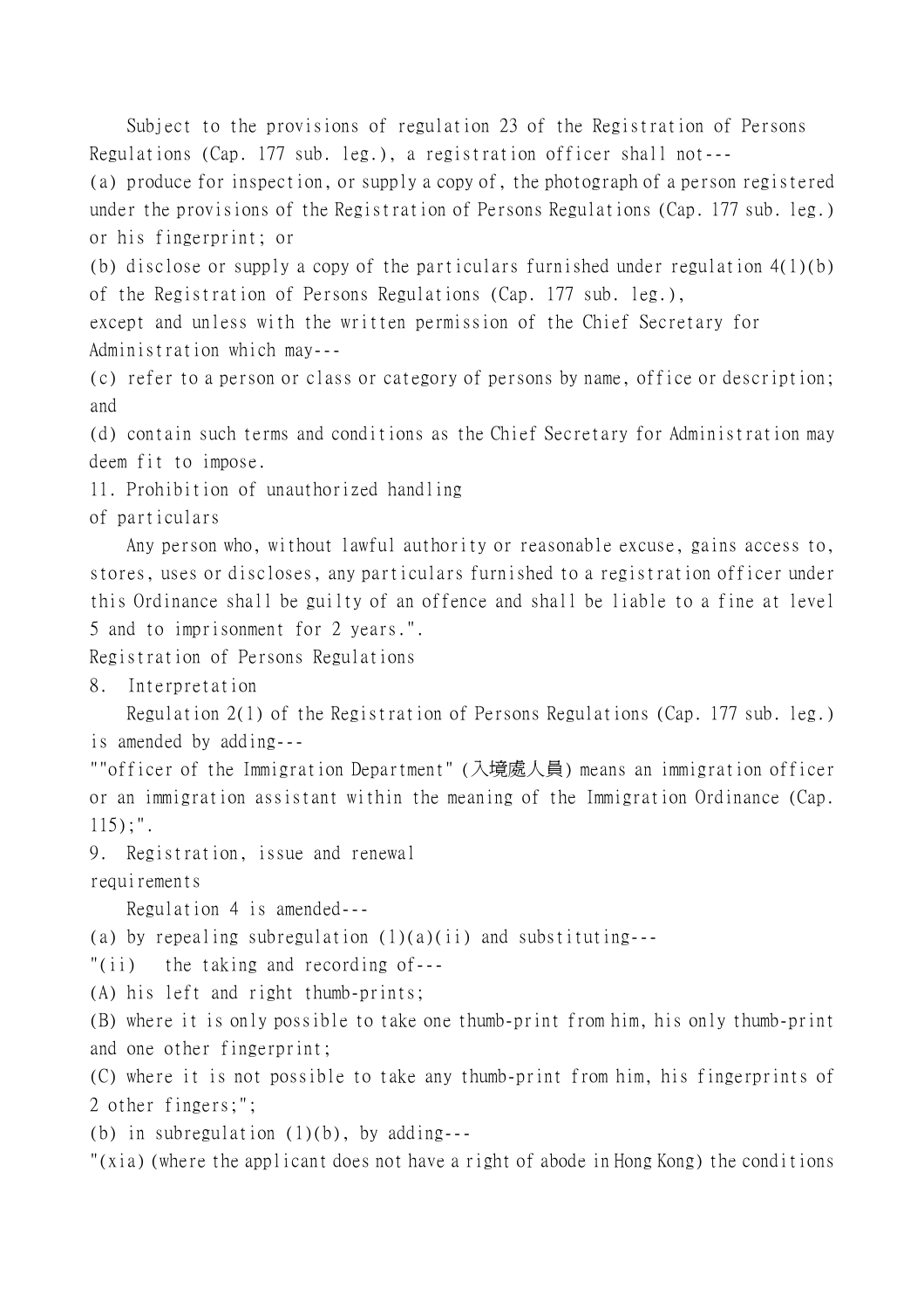Subject to the provisions of regulation 23 of the Registration of Persons Regulations (Cap. 177 sub. leg.), a registration officer shall not---

(a) produce for inspection, or supply a copy of, the photograph of a person registered under the provisions of the Registration of Persons Regulations (Cap. 177 sub. leg.) or his fingerprint; or

(b) disclose or supply a copy of the particulars furnished under regulation 4(1)(b) of the Registration of Persons Regulations (Cap. 177 sub. leg.),

except and unless with the written permission of the Chief Secretary for Administration which may---

(c) refer to a person or class or category of persons by name, office or description; and

(d) contain such terms and conditions as the Chief Secretary for Administration may deem fit to impose.

11. Prohibition of unauthorized handling of particulars

Any person who, without lawful authority or reasonable excuse, gains access to, stores, uses or discloses, any particulars furnished to a registration officer under this Ordinance shall be guilty of an offence and shall be liable to a fine at level 5 and to imprisonment for 2 years.".

Registration of Persons Regulations

8. Interpretation

Regulation 2(1) of the Registration of Persons Regulations (Cap. 177 sub. leg.) is amended by adding---

""officer of the Immigration Department" (入境處人員) means an immigration officer or an immigration assistant within the meaning of the Immigration Ordinance (Cap. 115);".

9. Registration, issue and renewal requirements

Regulation 4 is amended---

(a) by repealing subregulation (1)(a)(ii) and substituting---

"(ii) the taking and recording of---

(A) his left and right thumb-prints;

(B) where it is only possible to take one thumb-print from him, his only thumb-print and one other fingerprint;

(C) where it is not possible to take any thumb-print from him, his fingerprints of 2 other fingers;";

(b) in subregulation (1)(b), by adding---

"(xia) (where the applicant does not have a right of abode in Hong Kong) the conditions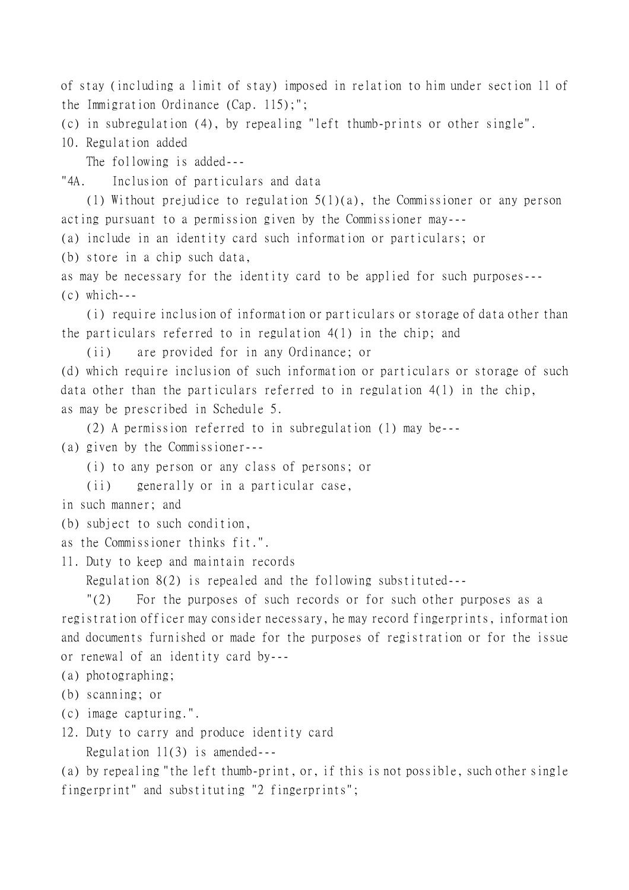of stay (including a limit of stay) imposed in relation to him under section 11 of the Immigration Ordinance (Cap. 115);";

(c) in subregulation (4), by repealing "left thumb-prints or other single".

10. Regulation added

The following is added---

"4A. Inclusion of particulars and data

(1) Without prejudice to regulation 5(1)(a), the Commissioner or any person acting pursuant to a permission given by the Commissioner may---

(a) include in an identity card such information or particulars; or

(b) store in a chip such data,

as may be necessary for the identity card to be applied for such purposes---

(c) which---

(i) require inclusion of information or particulars or storage of data other than the particulars referred to in regulation 4(1) in the chip; and

(ii) are provided for in any Ordinance; or

(d) which require inclusion of such information or particulars or storage of such data other than the particulars referred to in regulation 4(1) in the chip,

as may be prescribed in Schedule 5.

(2) A permission referred to in subregulation (1) may be---

(a) given by the Commissioner---

(i) to any person or any class of persons; or

(ii) generally or in a particular case,

in such manner; and

(b) subject to such condition,

as the Commissioner thinks fit.".

11. Duty to keep and maintain records

Regulation 8(2) is repealed and the following substituted---

"(2) For the purposes of such records or for such other purposes as a registration officer may consider necessary, he may record fingerprints, information and documents furnished or made for the purposes of registration or for the issue or renewal of an identity card by---

(a) photographing;

(b) scanning; or

(c) image capturing.".

12. Duty to carry and produce identity card

Regulation 11(3) is amended---

(a) by repealing "the left thumb-print, or, if this is not possible, such other single fingerprint" and substituting "2 fingerprints";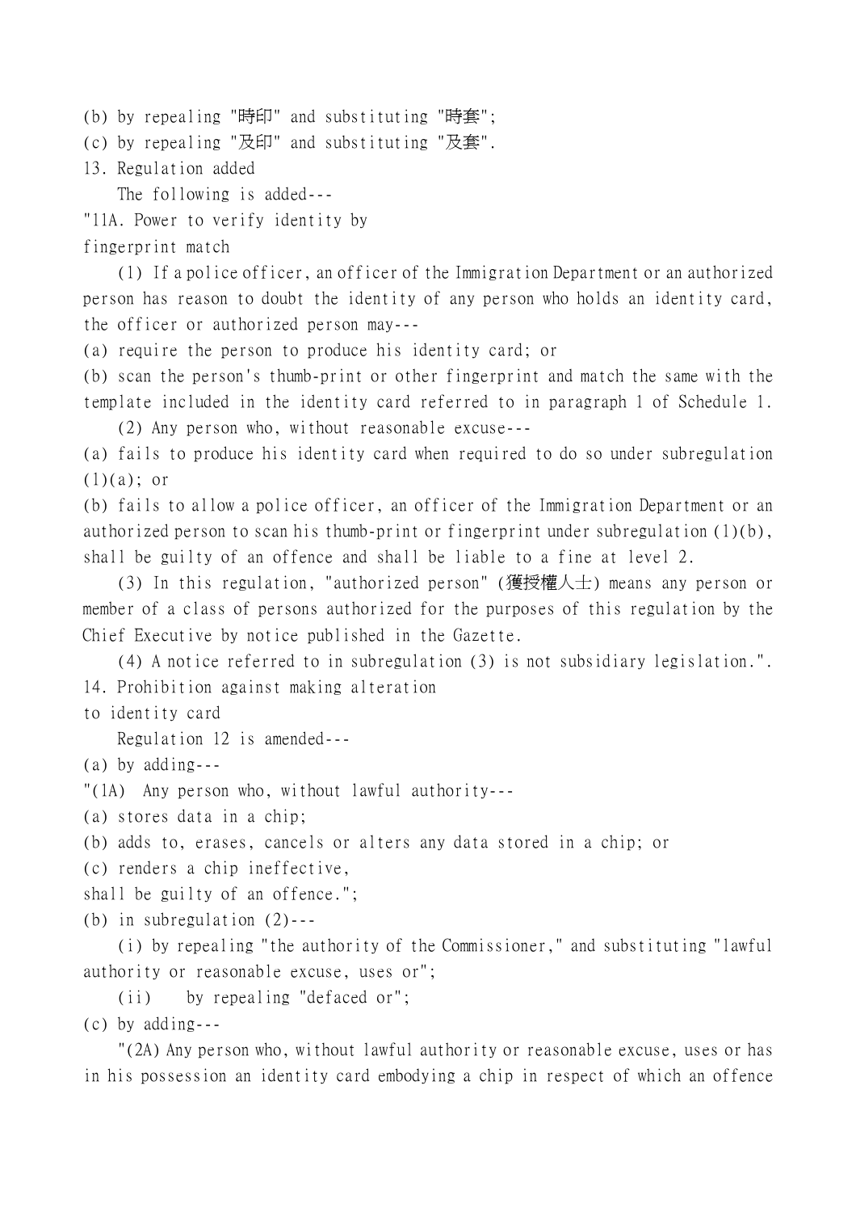(b) by repealing "時印" and substituting "時套";

(c) by repealing "及印" and substituting "及套".

13. Regulation added

The following is added---

"11A. Power to verify identity by fingerprint match

(1) If a police officer, an officer of the Immigration Department or an authorized person has reason to doubt the identity of any person who holds an identity card, the officer or authorized person may---

(a) require the person to produce his identity card; or

(b) scan the person's thumb-print or other fingerprint and match the same with the template included in the identity card referred to in paragraph 1 of Schedule 1.

(2) Any person who, without reasonable excuse---

(a) fails to produce his identity card when required to do so under subregulation (1)(a); or

(b) fails to allow a police officer, an officer of the Immigration Department or an authorized person to scan his thumb-print or fingerprint under subregulation (1)(b), shall be guilty of an offence and shall be liable to a fine at level 2.

(3) In this regulation, "authorized person" (獲授權人士) means any person or member of a class of persons authorized for the purposes of this regulation by the Chief Executive by notice published in the Gazette.

(4) A notice referred to in subregulation (3) is not subsidiary legislation.".

14. Prohibition against making alteration to identity card

Regulation 12 is amended---

(a) by adding---

"(1A) Any person who, without lawful authority---

(a) stores data in a chip;

(b) adds to, erases, cancels or alters any data stored in a chip; or

(c) renders a chip ineffective,

shall be guilty of an offence.";

(b) in subregulation (2)---

(i) by repealing "the authority of the Commissioner," and substituting "lawful authority or reasonable excuse, uses or";

(ii) by repealing "defaced or";

(c) by adding---

"(2A) Any person who, without lawful authority or reasonable excuse, uses or has in his possession an identity card embodying a chip in respect of which an offence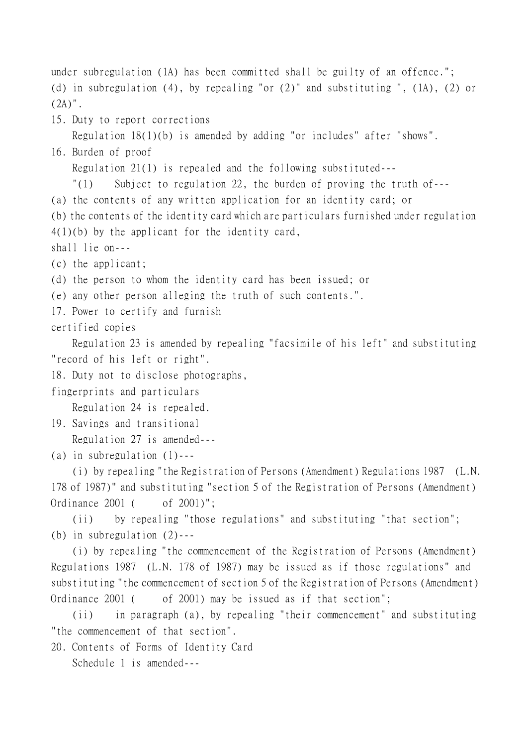under subregulation (1A) has been committed shall be guilty of an offence.";

(d) in subregulation (4), by repealing "or (2)" and substituting ", (1A), (2) or (2A)".

15. Duty to report corrections

Regulation 18(1)(b) is amended by adding "or includes" after "shows".

16. Burden of proof

Regulation 21(1) is repealed and the following substituted---

"(1) Subject to regulation 22, the burden of proving the truth of---

(a) the contents of any written application for an identity card; or

(b) the contents of the identity card which are particulars furnished under regulation 4(1)(b) by the applicant for the identity card,

shall lie on---

(c) the applicant;

(d) the person to whom the identity card has been issued; or

(e) any other person alleging the truth of such contents.".

17. Power to certify and furnish certified copies

Regulation 23 is amended by repealing "facsimile of his left" and substituting "record of his left or right".

18. Duty not to disclose photographs, fingerprints and particulars

Regulation 24 is repealed.

19. Savings and transitional

Regulation 27 is amended---

(a) in subregulation (1)---

(i) by repealing "the Registration of Persons (Amendment) Regulations 1987 (L.N. 178 of 1987)" and substituting "section 5 of the Registration of Persons (Amendment) Ordinance 2001 ( of 2001)";

(ii) by repealing "those regulations" and substituting "that section";

(b) in subregulation (2)---

(i) by repealing "the commencement of the Registration of Persons (Amendment) Regulations 1987 (L.N. 178 of 1987) may be issued as if those regulations" and substituting "the commencement of section 5 of the Registration of Persons (Amendment) Ordinance 2001 ( of 2001) may be issued as if that section";

(ii) in paragraph (a), by repealing "their commencement" and substituting "the commencement of that section".

20. Contents of Forms of Identity Card

Schedule 1 is amended---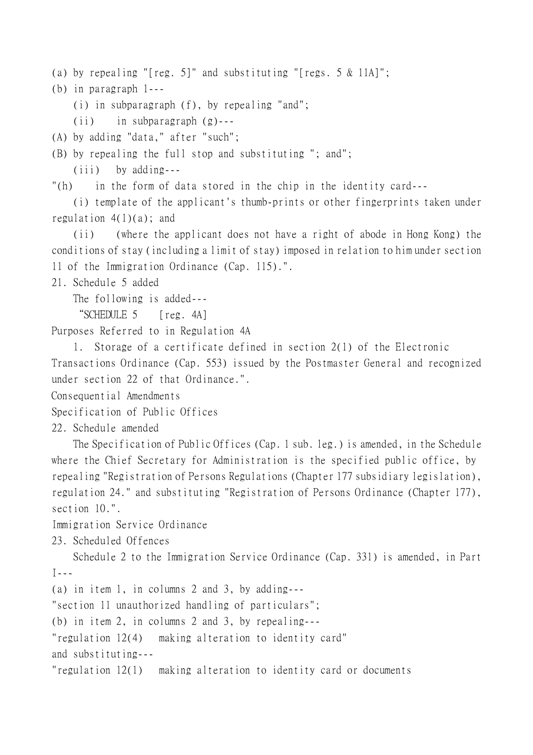(a) by repealing "[reg. 5]" and substituting "[regs. 5 & 11A]";

(b) in paragraph 1---

(i) in subparagraph (f), by repealing "and";

(ii) in subparagraph (g)---

(A) by adding "data," after "such";

(B) by repealing the full stop and substituting "; and";

(iii) by adding---

"(h) in the form of data stored in the chip in the identity card---

(i) template of the applicant's thumb-prints or other fingerprints taken under regulation 4(1)(a); and

(ii) (where the applicant does not have a right of abode in Hong Kong) the conditions of stay (including a limit of stay) imposed in relation to him under section 11 of the Immigration Ordinance (Cap. 115).".

21. Schedule 5 added

The following is added---

"SCHEDULE 5 [reg. 4A]

Purposes Referred to in Regulation 4A

1. Storage of a certificate defined in section 2(1) of the Electronic Transactions Ordinance (Cap. 553) issued by the Postmaster General and recognized under section 22 of that Ordinance.".

Consequential Amendments

Specification of Public Offices

22. Schedule amended

The Specification of Public Offices (Cap. 1 sub. leg.) is amended, in the Schedule where the Chief Secretary for Administration is the specified public office, by repealing "Registration of Persons Regulations (Chapter 177 subsidiary legislation), regulation 24." and substituting "Registration of Persons Ordinance (Chapter 177), section 10.".

Immigration Service Ordinance

23. Scheduled Offences

Schedule 2 to the Immigration Service Ordinance (Cap. 331) is amended, in Part I---

(a) in item 1, in columns 2 and 3, by adding---

"section 11 unauthorized handling of particulars";

(b) in item 2, in columns 2 and 3, by repealing---

"regulation 12(4) making alteration to identity card"

and substituting---

"regulation 12(1) making alteration to identity card or documents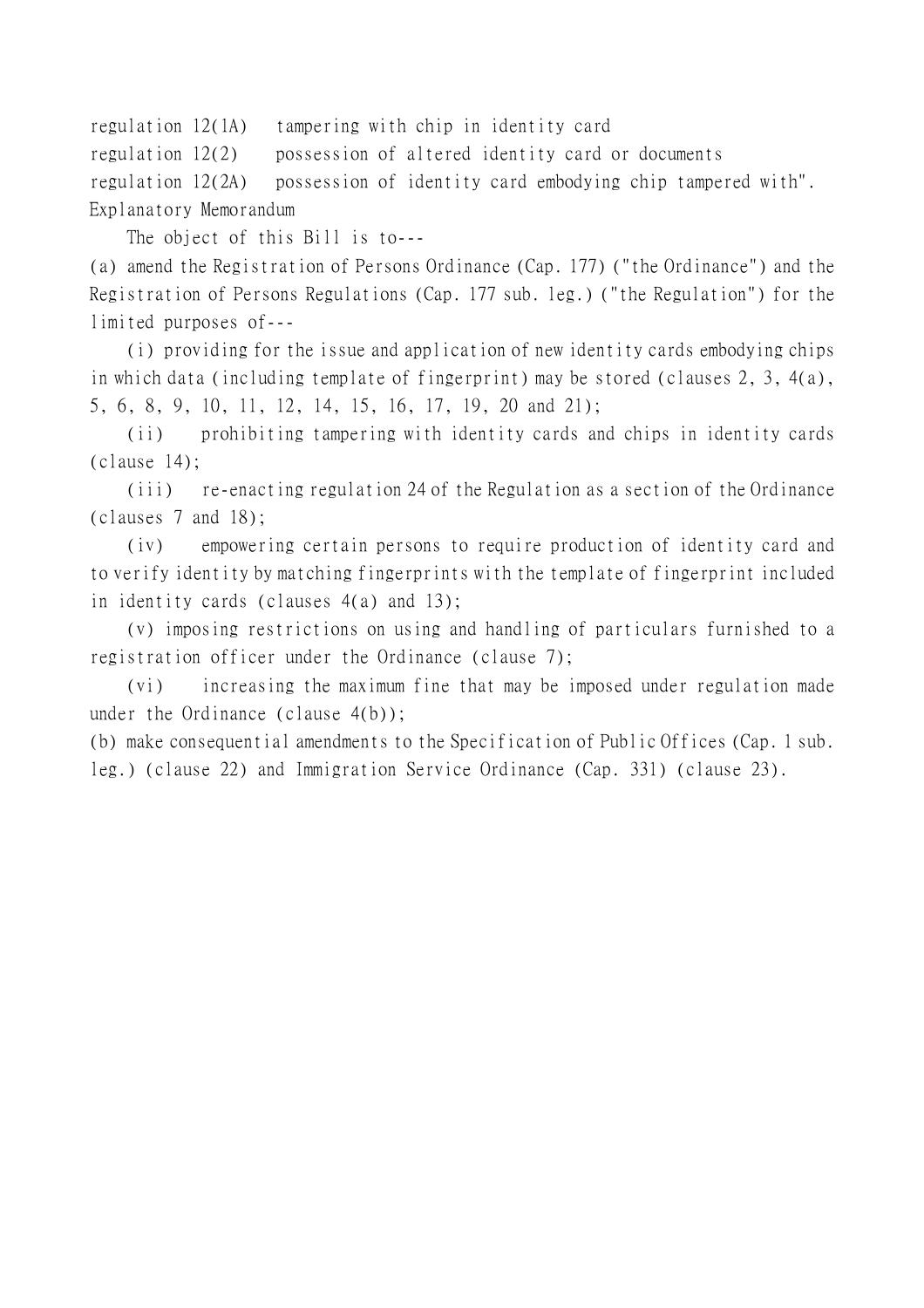regulation 12(1A) tampering with chip in identity card

regulation 12(2) possession of altered identity card or documents

regulation 12(2A) possession of identity card embodying chip tampered with".

## Explanatory Memorandum

The object of this Bill is to---

(a) amend the Registration of Persons Ordinance (Cap. 177) ("the Ordinance") and the Registration of Persons Regulations (Cap. 177 sub. leg.) ("the Regulation") for the limited purposes of---

(i) providing for the issue and application of new identity cards embodying chips in which data (including template of fingerprint) may be stored (clauses 2, 3, 4(a), 5, 6, 8, 9, 10, 11, 12, 14, 15, 16, 17, 19, 20 and 21);

(ii) prohibiting tampering with identity cards and chips in identity cards (clause 14);

(iii) re-enacting regulation 24 of the Regulation as a section of the Ordinance (clauses 7 and 18);

(iv) empowering certain persons to require production of identity card and to verify identity by matching fingerprints with the template of fingerprint included in identity cards (clauses 4(a) and 13);

(v) imposing restrictions on using and handling of particulars furnished to a registration officer under the Ordinance (clause 7);

(vi) increasing the maximum fine that may be imposed under regulation made under the Ordinance (clause 4(b));

(b) make consequential amendments to the Specification of Public Offices (Cap. 1 sub. leg.) (clause 22) and Immigration Service Ordinance (Cap. 331) (clause 23).